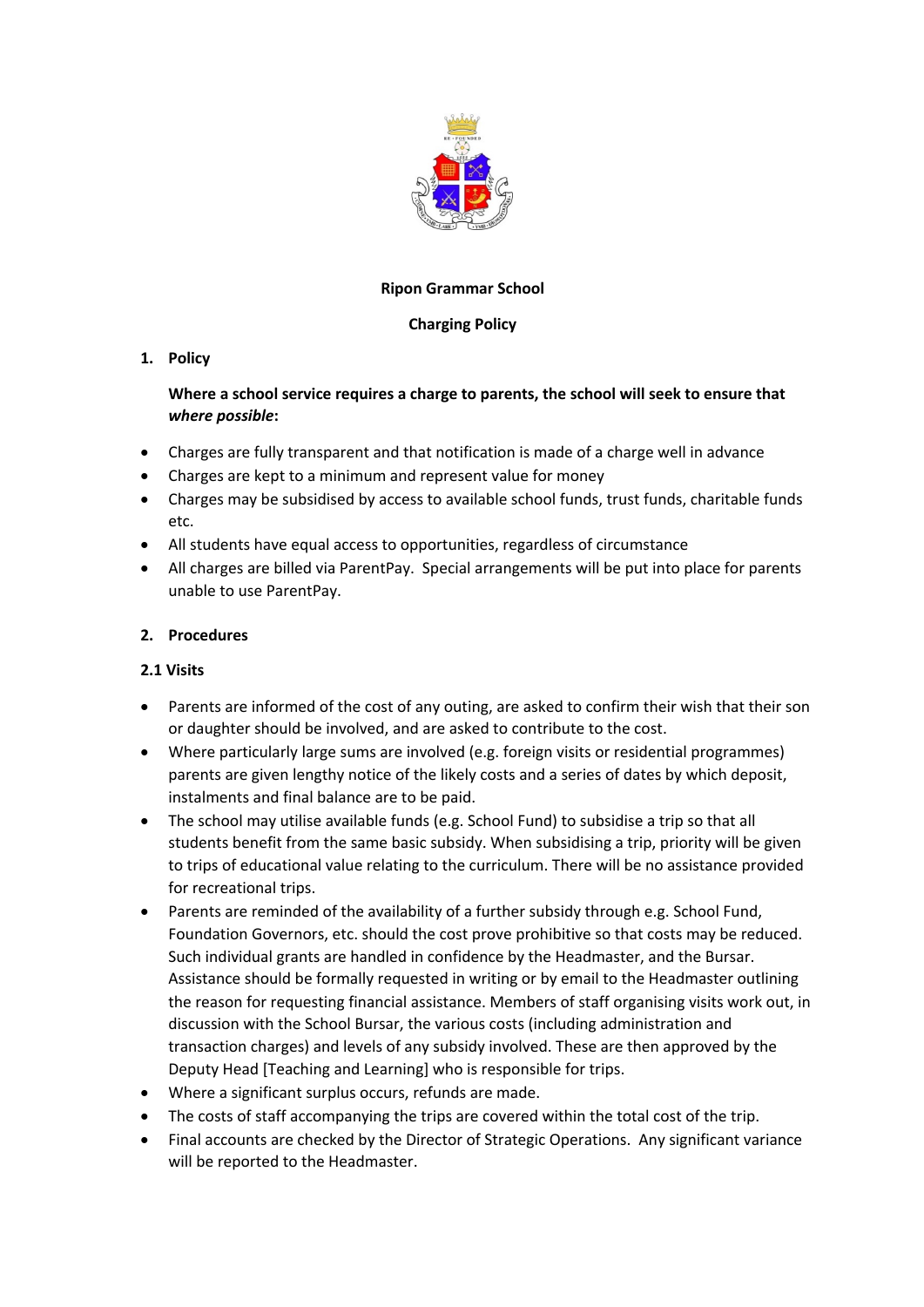# Ripon Grammar School

## Charging Policy

## 1. Policy

**Where a school service requires a charge to parents, the school will seek to ensure that *where possible*:**

- Charges are fully transparent and that notification is made of a charge well in advance
- Charges are kept to a minimum and represent value for money
- Charges may be subsidised by access to available school funds, trust funds, charitable funds etc.
- All students have equal access to opportunities, regardless of circumstance
- All charges are billed via ParentPay. Special arrangements will be put into place for parents unable to use ParentPay.

## 2. Procedures

### 2.1 Visits

- Parents are informed of the cost of any outing, are asked to confirm their wish that their son or daughter should be involved, and are asked to contribute to the cost.
- Where particularly large sums are involved (e.g. foreign visits or residential programmes) parents are given lengthy notice of the likely costs and a series of dates by which deposit, instalments and final balance are to be paid.
- The school may utilise available funds (e.g. School Fund) to subsidise a trip so that all students benefit from the same basic subsidy. When subsidising a trip, priority will be given to trips of educational value relating to the curriculum. There will be no assistance provided for recreational trips.
- Parents are reminded of the availability of a further subsidy through e.g. School Fund, Foundation Governors, etc. should the cost prove prohibitive so that costs may be reduced. Such individual grants are handled in confidence by the Headmaster, and the Bursar. Assistance should be formally requested in writing or by email to the Headmaster outlining the reason for requesting financial assistance. Members of staff organising visits work out, in discussion with the School Bursar, the various costs (including administration and transaction charges) and levels of any subsidy involved. These are then approved by the Deputy Head [Teaching and Learning] who is responsible for trips.
- Where a significant surplus occurs, refunds are made.
- The costs of staff accompanying the trips are covered within the total cost of the trip.
- Final accounts are checked by the Director of Strategic Operations. Any significant variance will be reported to the Headmaster.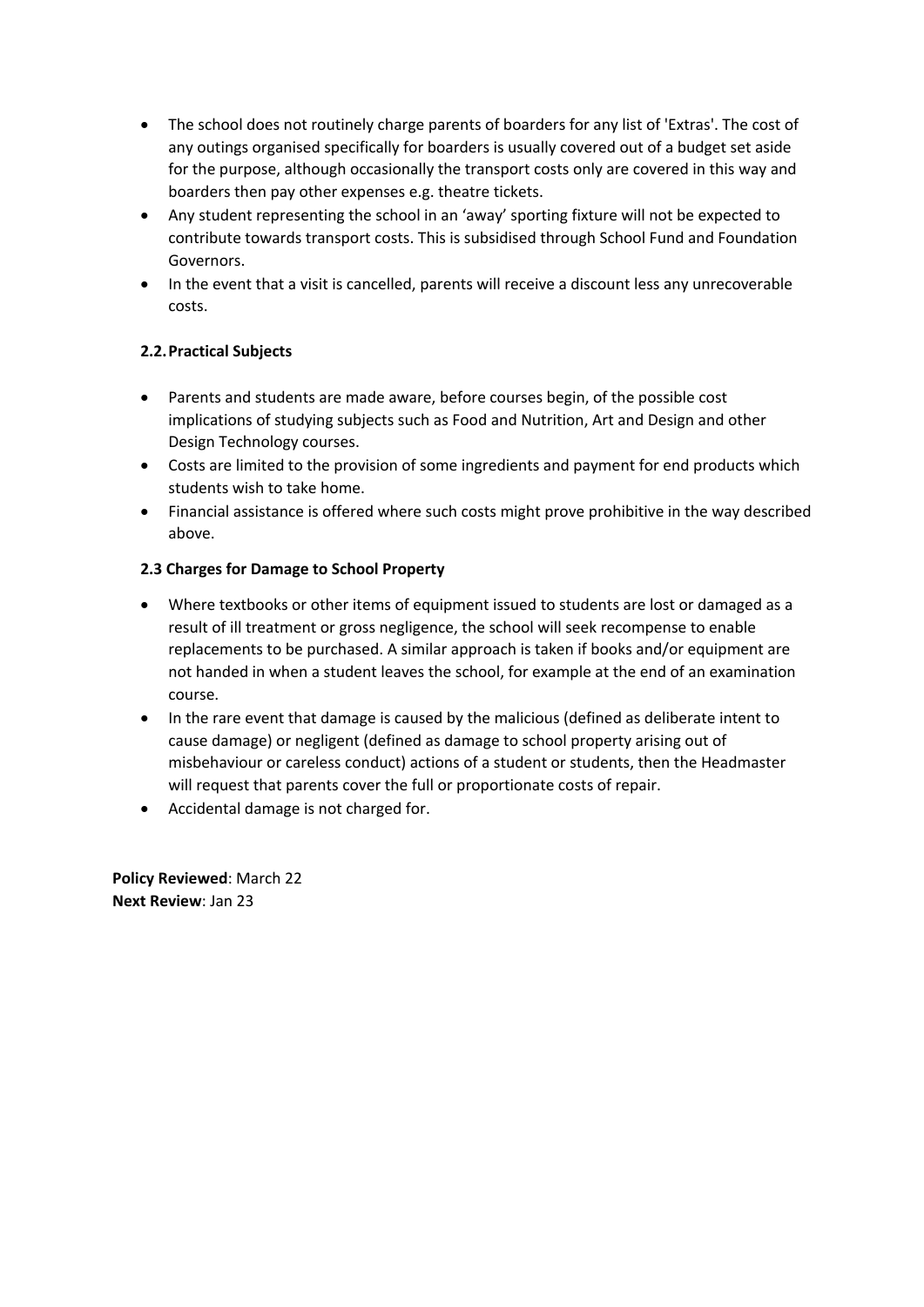- The school does not routinely charge parents of boarders for any list of 'Extras'. The cost of any outings organised specifically for boarders is usually covered out of a budget set aside for the purpose, although occasionally the transport costs only are covered in this way and boarders then pay other expenses e.g. theatre tickets.
- Any student representing the school in an 'away' sporting fixture will not be expected to contribute towards transport costs. This is subsidised through School Fund and Foundation Governors.
- In the event that a visit is cancelled, parents will receive a discount less any unrecoverable costs.

### 2.2. Practical Subjects

- Parents and students are made aware, before courses begin, of the possible cost implications of studying subjects such as Food and Nutrition, Art and Design and other Design Technology courses.
- Costs are limited to the provision of some ingredients and payment for end products which students wish to take home.
- Financial assistance is offered where such costs might prove prohibitive in the way described above.

### 2.3 Charges for Damage to School Property

- Where textbooks or other items of equipment issued to students are lost or damaged as a result of ill treatment or gross negligence, the school will seek recompense to enable replacements to be purchased. A similar approach is taken if books and/or equipment are not handed in when a student leaves the school, for example at the end of an examination course.
- In the rare event that damage is caused by the malicious (defined as deliberate intent to cause damage) or negligent (defined as damage to school property arising out of misbehaviour or careless conduct) actions of a student or students, then the Headmaster will request that parents cover the full or proportionate costs of repair.
- Accidental damage is not charged for.

**Policy Reviewed**: March 22
**Next Review**: Jan 23